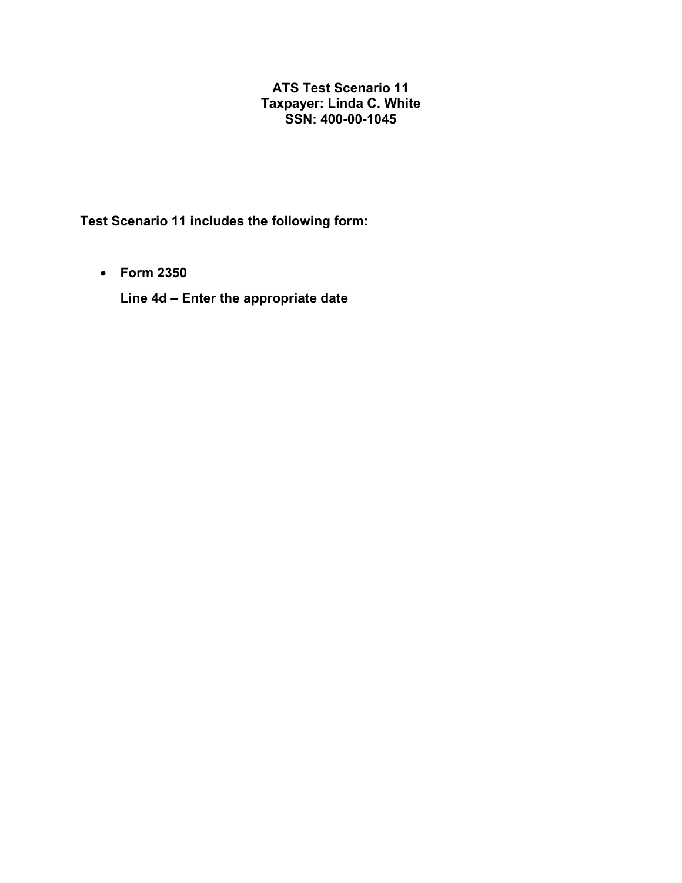# ATS Test Scenario 11
# Taxpayer: Linda C. White
# SSN: 400-00-1045

**Test Scenario 11 includes the following form:**

- **Form 2350**

  **Line 4d – Enter the appropriate date**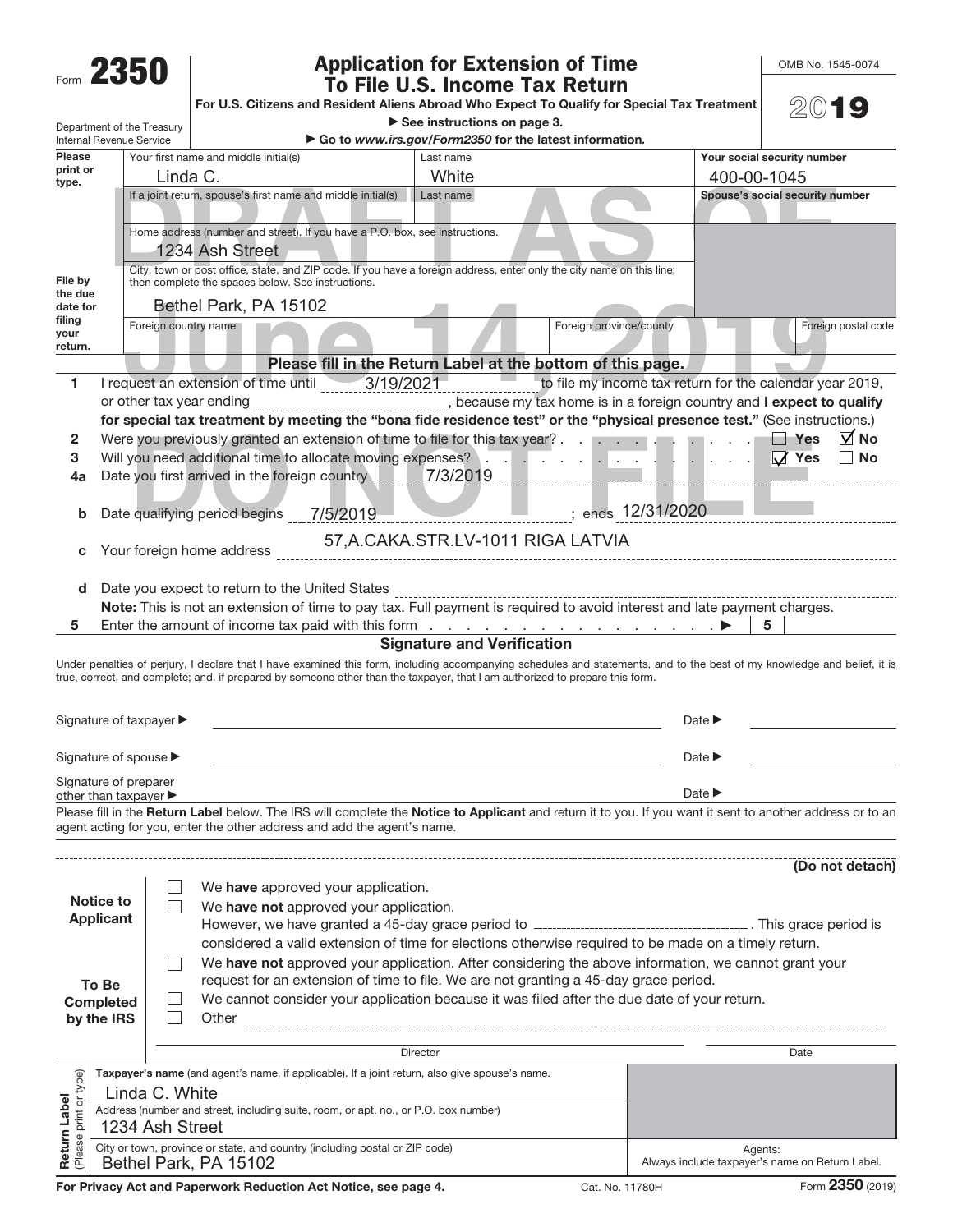Form **2350**

Department of the Treasury
Internal Revenue Service

# Application for Extension of Time To File U.S. Income Tax Return

**For U.S. Citizens and Resident Aliens Abroad Who Expect To Qualify for Special Tax Treatment**

▶ **See instructions on page 3.**

▶ **Go to *www.irs.gov/Form2350* for the latest information.**

OMB No. 1545-0074

**2019**

DRAFT AS OF June 14, 2019 DO NOT FILE

**Please print or type.**

**File by the due date for filing your return.**

| Your first name and middle initial(s) | Last name | Your social security number |
|---|---|---|
| Linda C. | White | 400-00-1045 |
| If a joint return, spouse's first name and middle initial(s) | Last name | **Spouse's social security number** |
| | | |

Home address (number and street). If you have a P.O. box, see instructions.
1234 Ash Street

City, town or post office, state, and ZIP code. If you have a foreign address, enter only the city name on this line; then complete the spaces below. See instructions.
Bethel Park, PA 15102

| Foreign country name | Foreign province/county | Foreign postal code |
|---|---|---|
| | | |

**Please fill in the Return Label at the bottom of this page.**

**1** I request an extension of time until 3/19/2021 to file my income tax return for the calendar year 2019, or other tax year ending ________, because my tax home is in a foreign country and **I expect to qualify for special tax treatment by meeting the "bona fide residence test" or the "physical presence test."** (See instructions.)

**2** Were you previously granted an extension of time to file for this tax year? . . . ☐ Yes ☑ No

**3** Will you need additional time to allocate moving expenses? . . . ☑ Yes ☐ No

**4a** Date you first arrived in the foreign country 7/3/2019

**b** Date qualifying period begins 7/5/2019 ; ends 12/31/2020

**c** Your foreign home address 57,A.CAKA.STR.LV-1011 RIGA LATVIA

**d** Date you expect to return to the United States ________

**Note:** This is not an extension of time to pay tax. Full payment is required to avoid interest and late payment charges.

**5** Enter the amount of income tax paid with this form . . . ▶ **5**

## Signature and Verification

Under penalties of perjury, I declare that I have examined this form, including accompanying schedules and statements, and to the best of my knowledge and belief, it is true, correct, and complete; and, if prepared by someone other than the taxpayer, that I am authorized to prepare this form.

Signature of taxpayer ▶ ________ Date ▶ ________

Signature of spouse ▶ ________ Date ▶ ________

Signature of preparer other than taxpayer ▶ ________ Date ▶ ________

Please fill in the **Return Label** below. The IRS will complete the **Notice to Applicant** and return it to you. If you want it sent to another address or to an agent acting for you, enter the other address and add the agent's name.

**(Do not detach)**

**Notice to Applicant**

**To Be Completed by the IRS**

☐ We **have** approved your application.

☐ We **have not** approved your application.
However, we have granted a 45-day grace period to ________. This grace period is considered a valid extension of time for elections otherwise required to be made on a timely return.

☐ We **have not** approved your application. After considering the above information, we cannot grant your request for an extension of time to file. We are not granting a 45-day grace period.

☐ We cannot consider your application because it was filed after the due date of your return.

☐ Other ________

Director ________ Date ________

**Return Label** (Please print or type)

**Taxpayer's name** (and agent's name, if applicable). If a joint return, also give spouse's name.
Linda C. White

Address (number and street, including suite, room, or apt. no., or P.O. box number)
1234 Ash Street

City or town, province or state, and country (including postal or ZIP code)
Bethel Park, PA 15102

Agents:
Always include taxpayer's name on Return Label.

**For Privacy Act and Paperwork Reduction Act Notice, see page 4.** Cat. No. 11780H Form **2350** (2019)